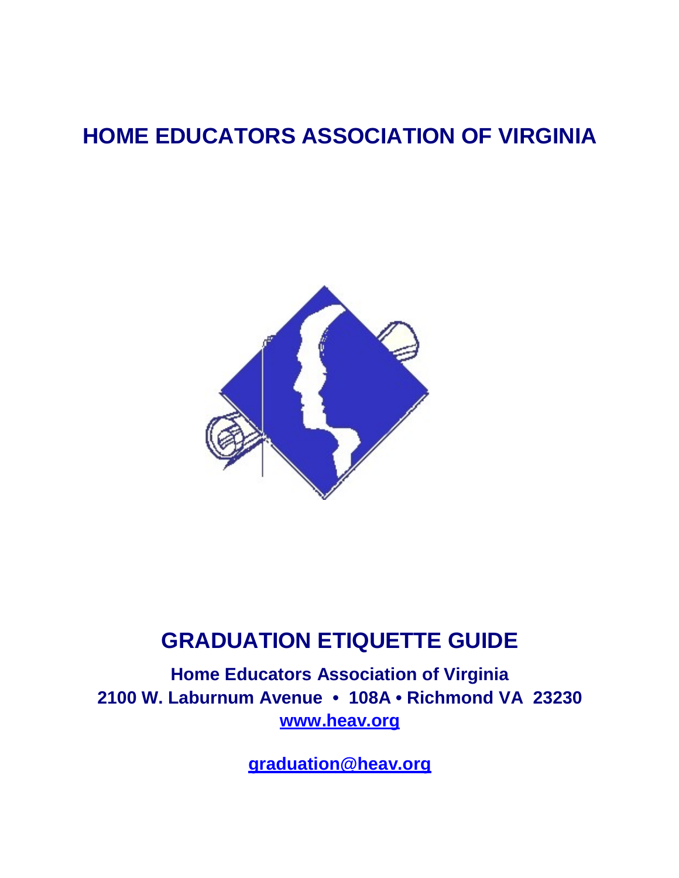# HOME EDUCATORS ASSOCIATION OF VIRGINIA

## GRADUATION ETIQUETTE GUIDE

**Home Educators Association of Virginia**
**2100 W. Laburnum Avenue • 108A • Richmond VA 23230**
**www.heav.org**

**graduation@heav.org**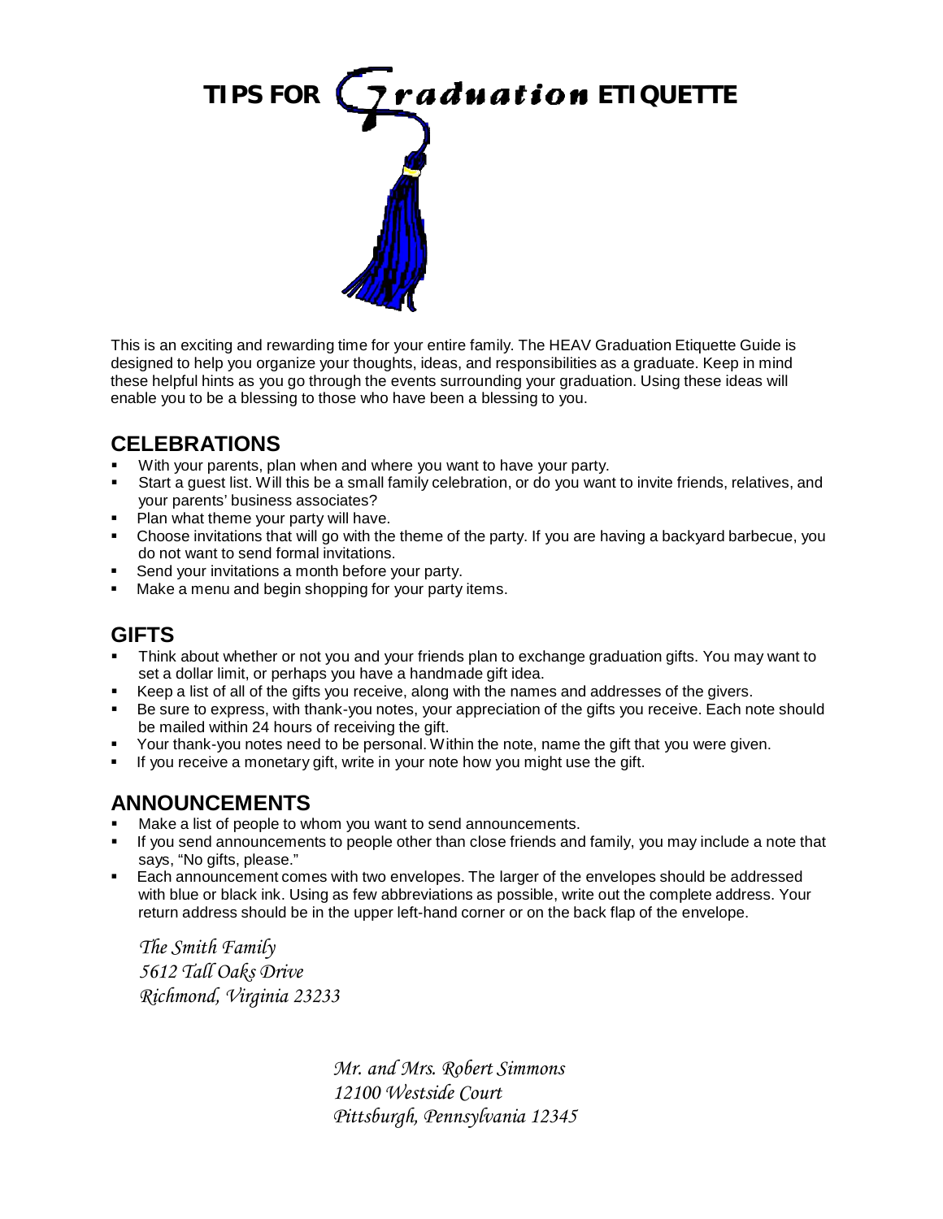# TIPS FOR Graduation ETIQUETTE

This is an exciting and rewarding time for your entire family. The HEAV Graduation Etiquette Guide is designed to help you organize your thoughts, ideas, and responsibilities as a graduate. Keep in mind these helpful hints as you go through the events surrounding your graduation. Using these ideas will enable you to be a blessing to those who have been a blessing to you.

## CELEBRATIONS

- With your parents, plan when and where you want to have your party.
- Start a guest list. Will this be a small family celebration, or do you want to invite friends, relatives, and your parents' business associates?
- Plan what theme your party will have.
- Choose invitations that will go with the theme of the party. If you are having a backyard barbecue, you do not want to send formal invitations.
- Send your invitations a month before your party.
- Make a menu and begin shopping for your party items.

## GIFTS

- Think about whether or not you and your friends plan to exchange graduation gifts. You may want to set a dollar limit, or perhaps you have a handmade gift idea.
- Keep a list of all of the gifts you receive, along with the names and addresses of the givers.
- Be sure to express, with thank-you notes, your appreciation of the gifts you receive. Each note should be mailed within 24 hours of receiving the gift.
- Your thank-you notes need to be personal. Within the note, name the gift that you were given.
- If you receive a monetary gift, write in your note how you might use the gift.

## ANNOUNCEMENTS

- Make a list of people to whom you want to send announcements.
- If you send announcements to people other than close friends and family, you may include a note that says, "No gifts, please."
- Each announcement comes with two envelopes. The larger of the envelopes should be addressed with blue or black ink. Using as few abbreviations as possible, write out the complete address. Your return address should be in the upper left-hand corner or on the back flap of the envelope.

*The Smith Family*
*5612 Tall Oaks Drive*
*Richmond, Virginia 23233*

*Mr. and Mrs. Robert Simmons*
*12100 Westside Court*
*Pittsburgh, Pennsylvania 12345*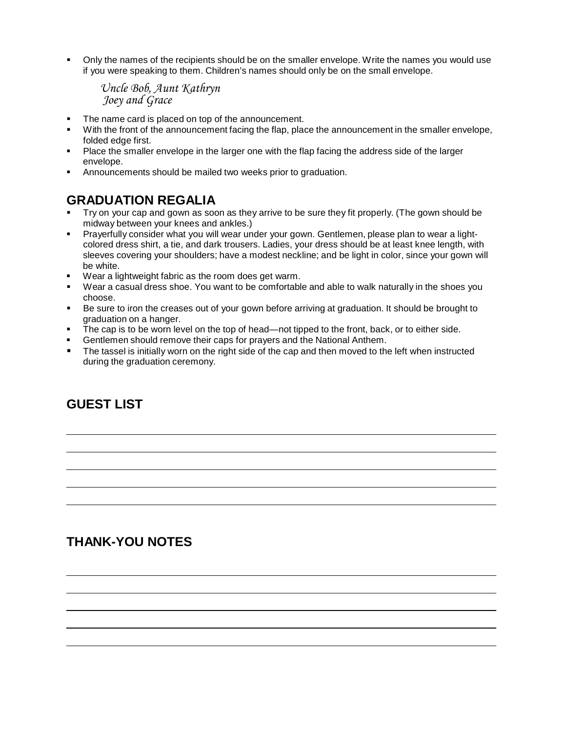- Only the names of the recipients should be on the smaller envelope. Write the names you would use if you were speaking to them. Children's names should only be on the small envelope.

  *Uncle Bob, Aunt Kathryn*
  *Joey and Grace*

- The name card is placed on top of the announcement.
- With the front of the announcement facing the flap, place the announcement in the smaller envelope, folded edge first.
- Place the smaller envelope in the larger one with the flap facing the address side of the larger envelope.
- Announcements should be mailed two weeks prior to graduation.

## GRADUATION REGALIA

- Try on your cap and gown as soon as they arrive to be sure they fit properly. (The gown should be midway between your knees and ankles.)
- Prayerfully consider what you will wear under your gown. Gentlemen, please plan to wear a light-colored dress shirt, a tie, and dark trousers. Ladies, your dress should be at least knee length, with sleeves covering your shoulders; have a modest neckline; and be light in color, since your gown will be white.
- Wear a lightweight fabric as the room does get warm.
- Wear a casual dress shoe. You want to be comfortable and able to walk naturally in the shoes you choose.
- Be sure to iron the creases out of your gown before arriving at graduation. It should be brought to graduation on a hanger.
- The cap is to be worn level on the top of head—not tipped to the front, back, or to either side.
- Gentlemen should remove their caps for prayers and the National Anthem.
- The tassel is initially worn on the right side of the cap and then moved to the left when instructed during the graduation ceremony.

## GUEST LIST

______________________________________________

______________________________________________

______________________________________________

______________________________________________

______________________________________________

## THANK-YOU NOTES

______________________________________________

______________________________________________

______________________________________________

______________________________________________

______________________________________________